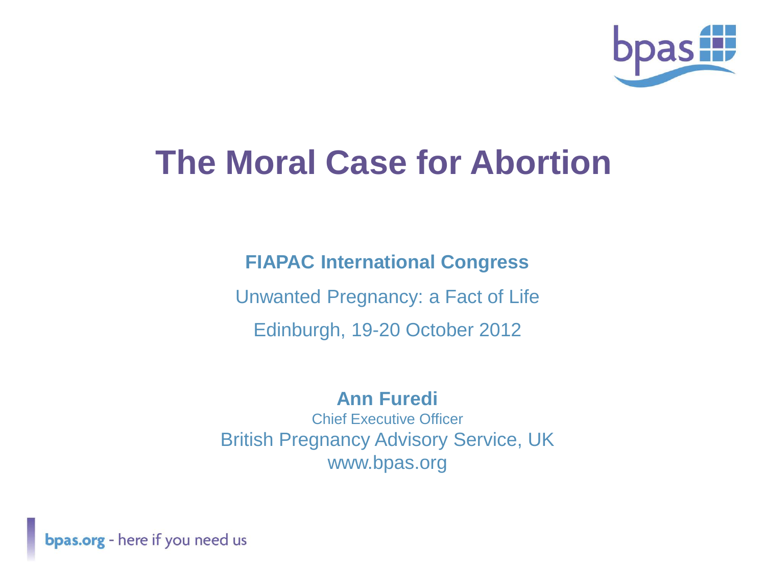# The Moral Case for Abortion

**FIAPAC International Congress**

Unwanted Pregnancy: a Fact of Life

Edinburgh, 19-20 October 2012

**Ann Furedi**
Chief Executive Officer
British Pregnancy Advisory Service, UK
www.bpas.org

**bpas.org** - here if you need us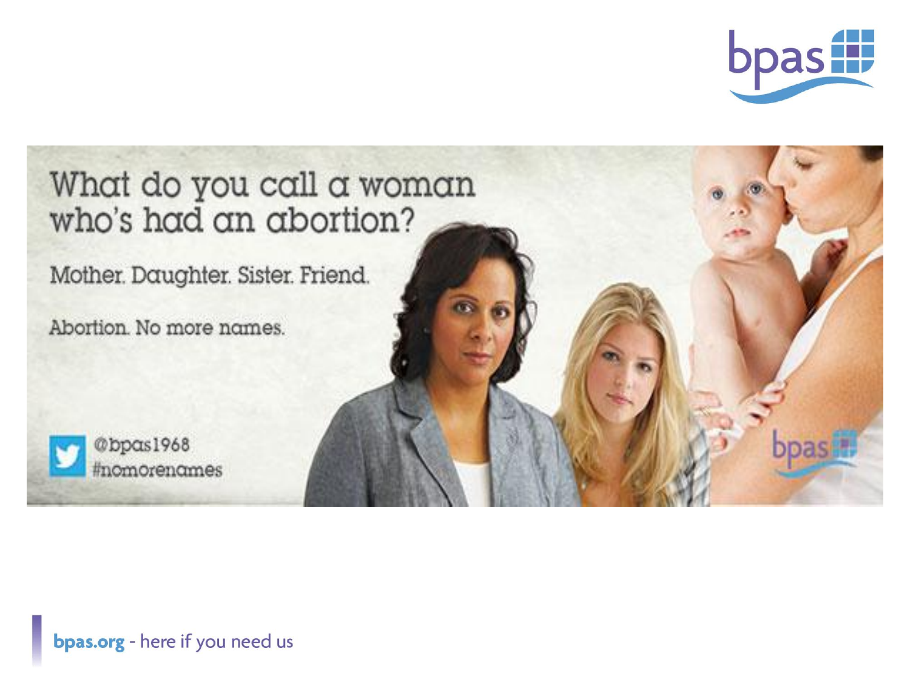What do you call a woman who's had an abortion?

Mother. Daughter. Sister. Friend.

Abortion. No more names.

@bpas1968
#nomorenames

bpas.org - here if you need us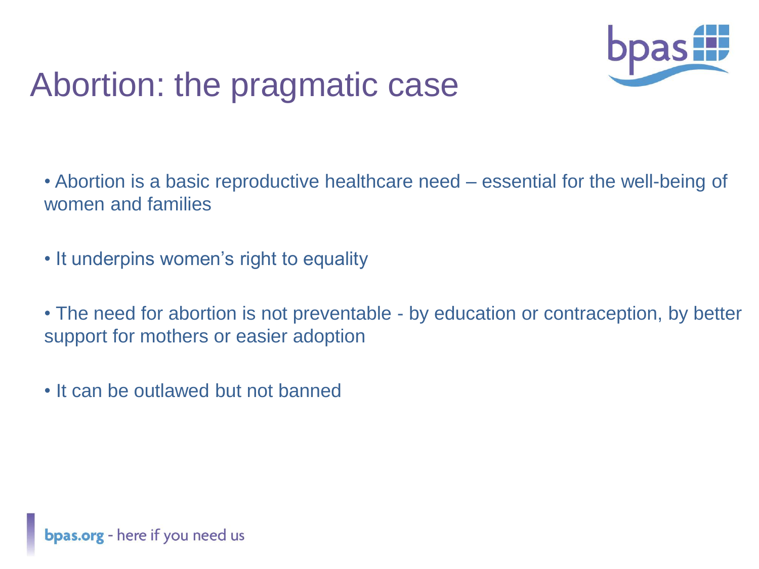# Abortion: the pragmatic case

- Abortion is a basic reproductive healthcare need – essential for the well-being of women and families
- It underpins women's right to equality
- The need for abortion is not preventable - by education or contraception, by better support for mothers or easier adoption
- It can be outlawed but not banned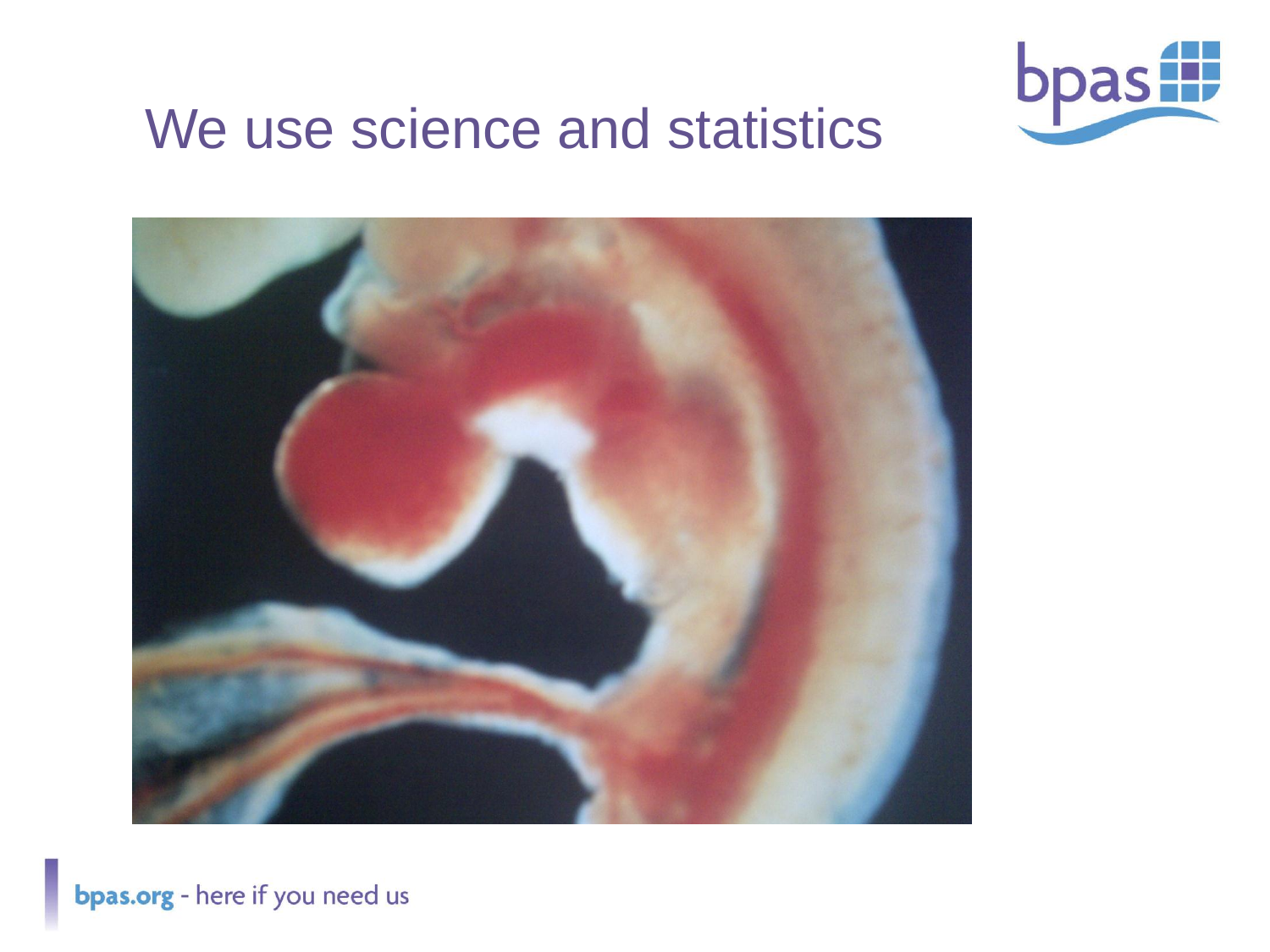# We use science and statistics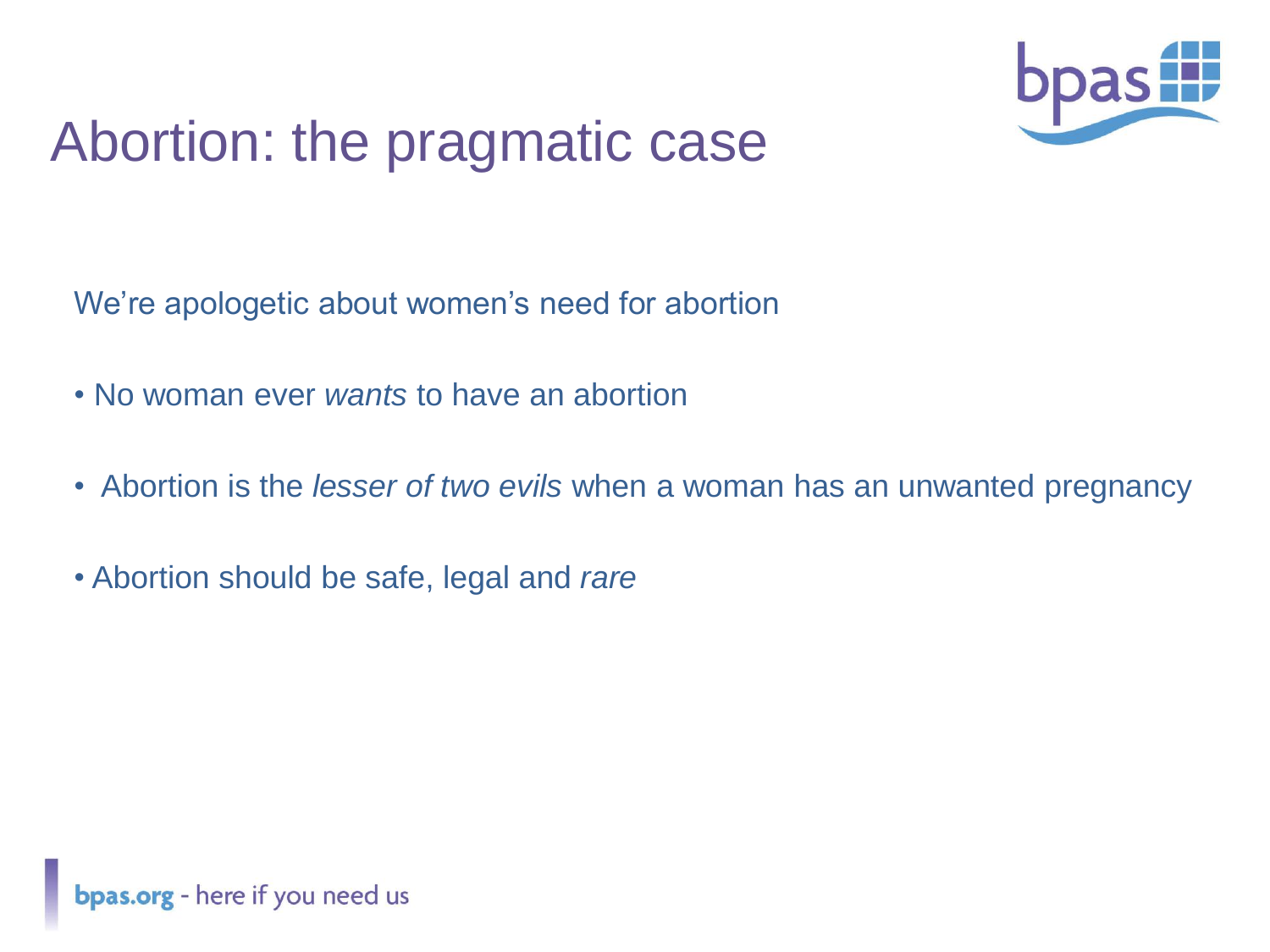# Abortion: the pragmatic case

We're apologetic about women's need for abortion

- No woman ever *wants* to have an abortion
- Abortion is the *lesser of two evils* when a woman has an unwanted pregnancy
- Abortion should be safe, legal and *rare*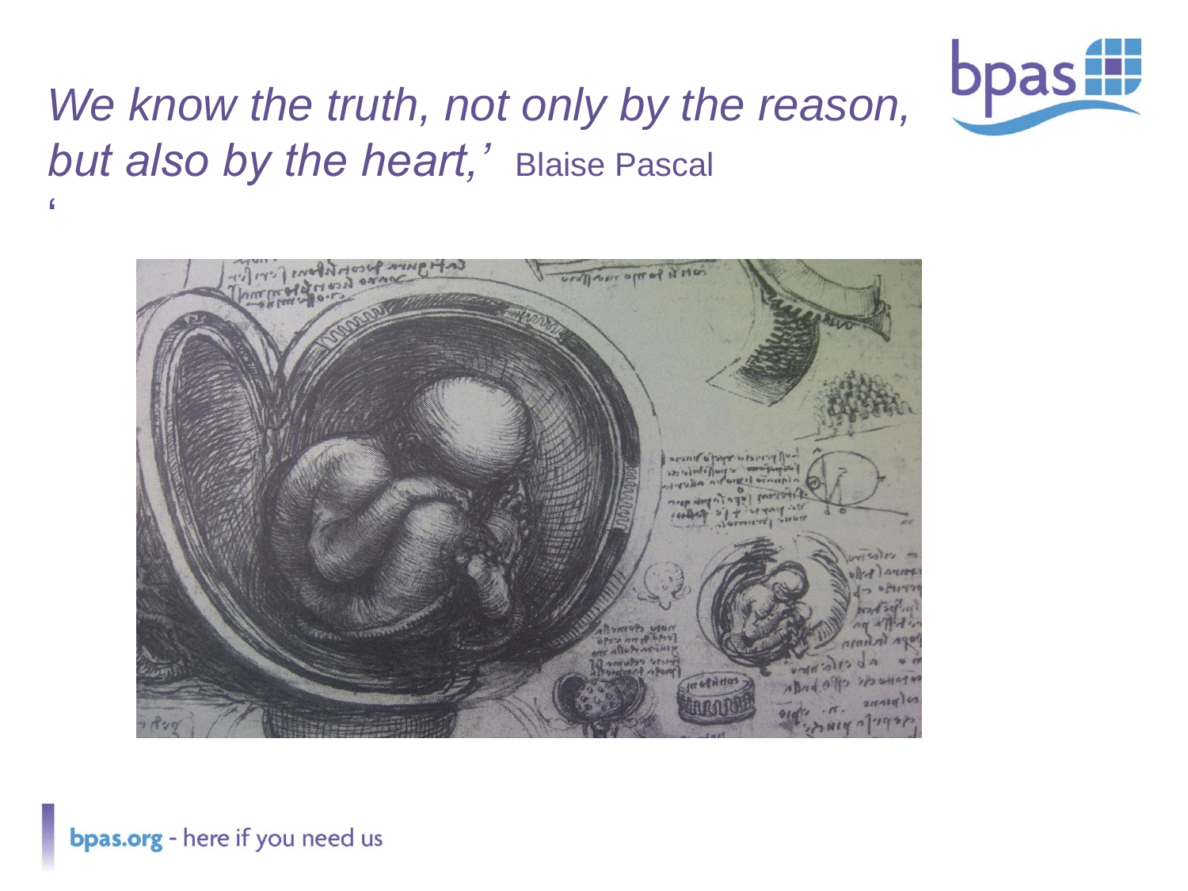*We know the truth, not only by the reason, but also by the heart,'* Blaise Pascal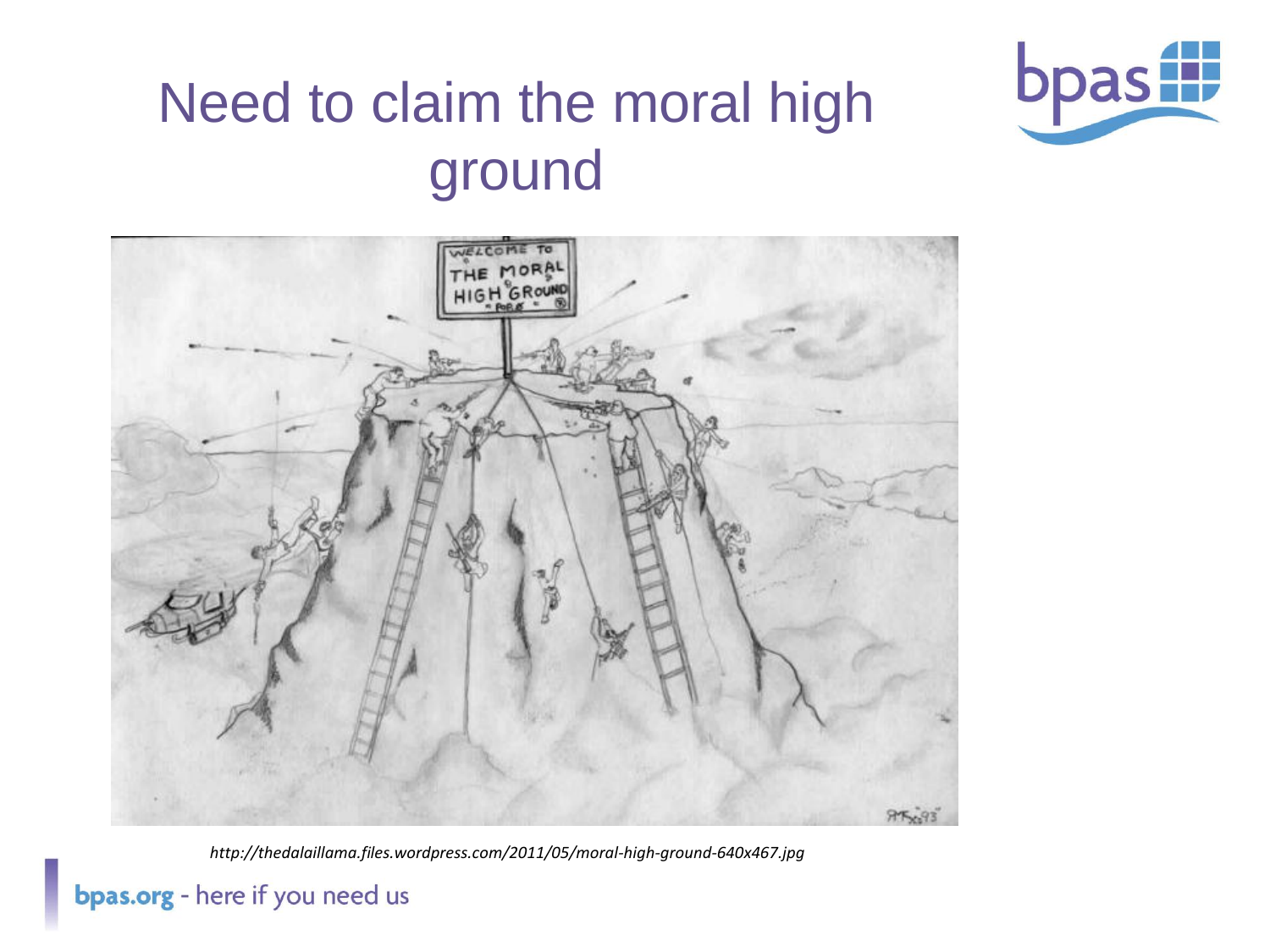# Need to claim the moral high ground

*http://thedalaillama.files.wordpress.com/2011/05/moral-high-ground-640x467.jpg*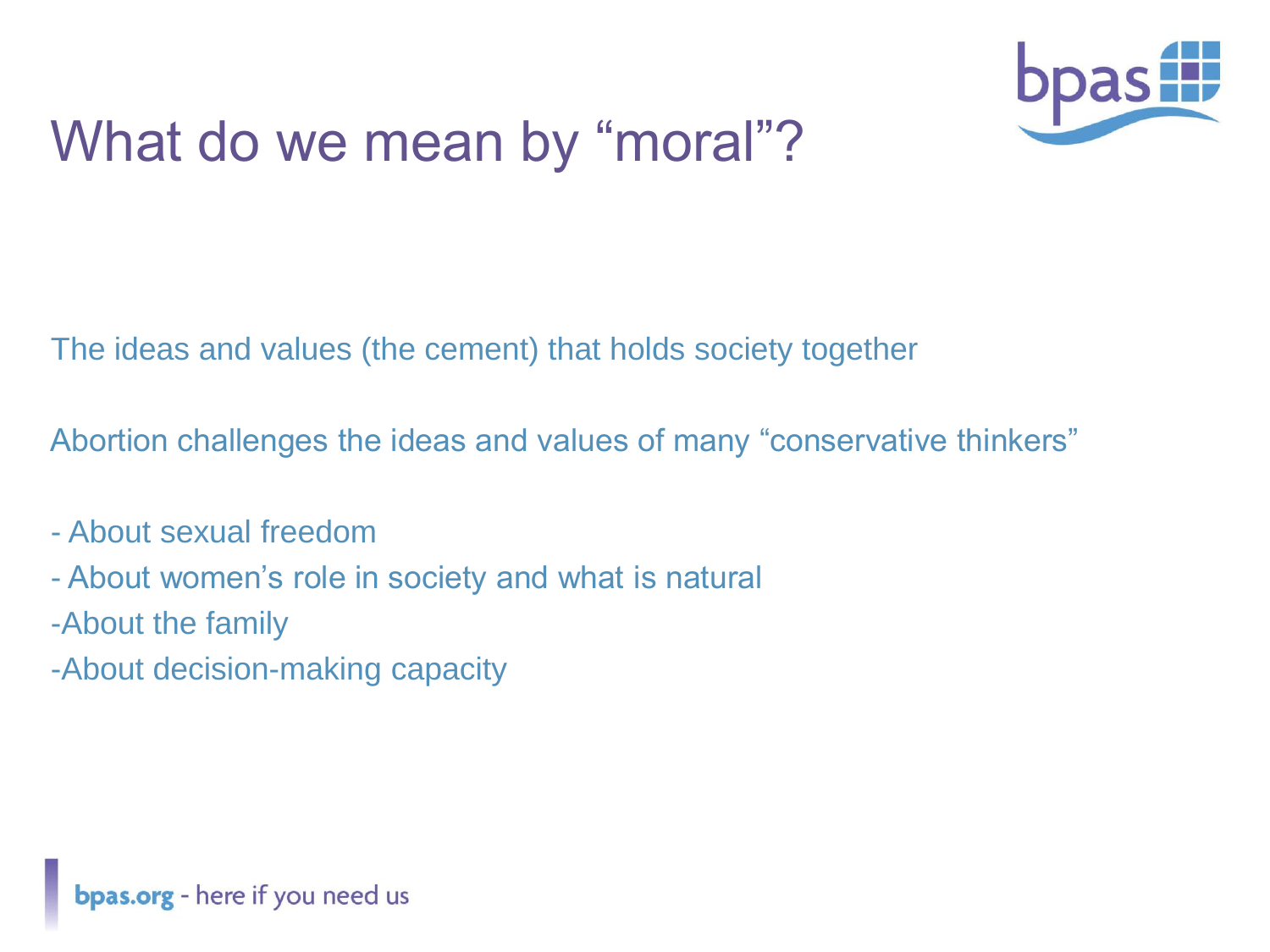# What do we mean by "moral"?

The ideas and values (the cement) that holds society together

Abortion challenges the ideas and values of many "conservative thinkers"

- About sexual freedom
- About women's role in society and what is natural
- About the family
- About decision-making capacity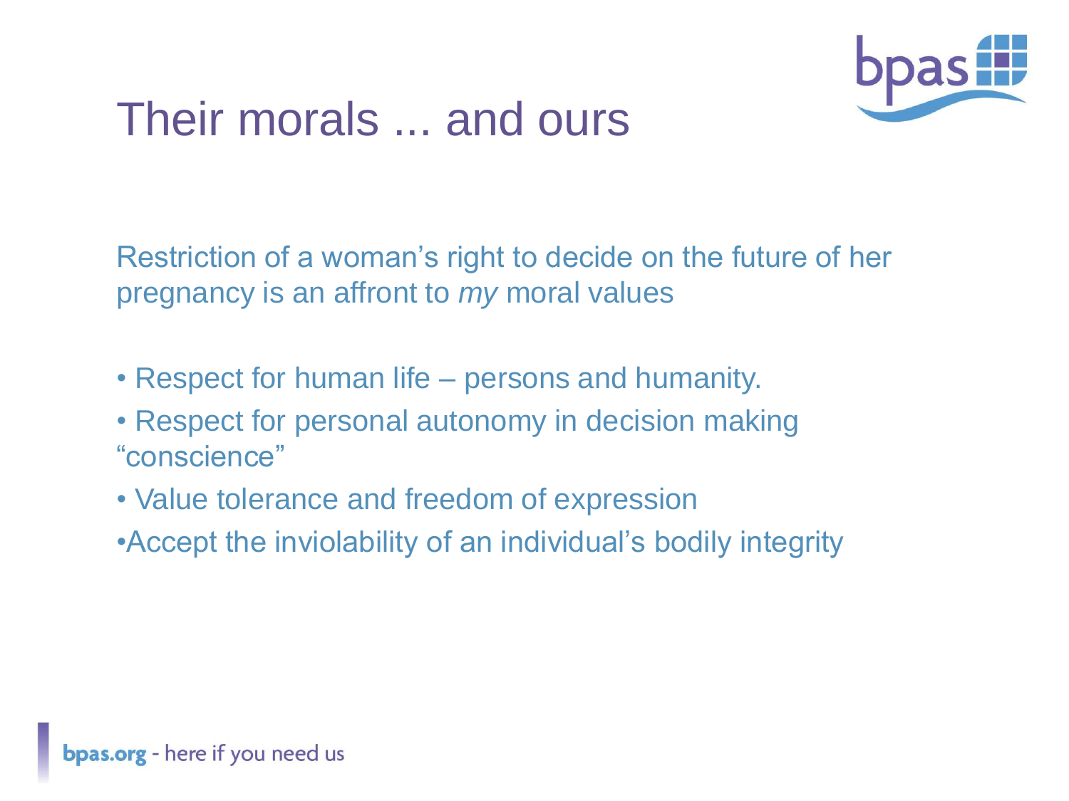# Their morals ... and ours

Restriction of a woman's right to decide on the future of her pregnancy is an affront to *my* moral values

- Respect for human life – persons and humanity.
- Respect for personal autonomy in decision making "conscience"
- Value tolerance and freedom of expression
- Accept the inviolability of an individual's bodily integrity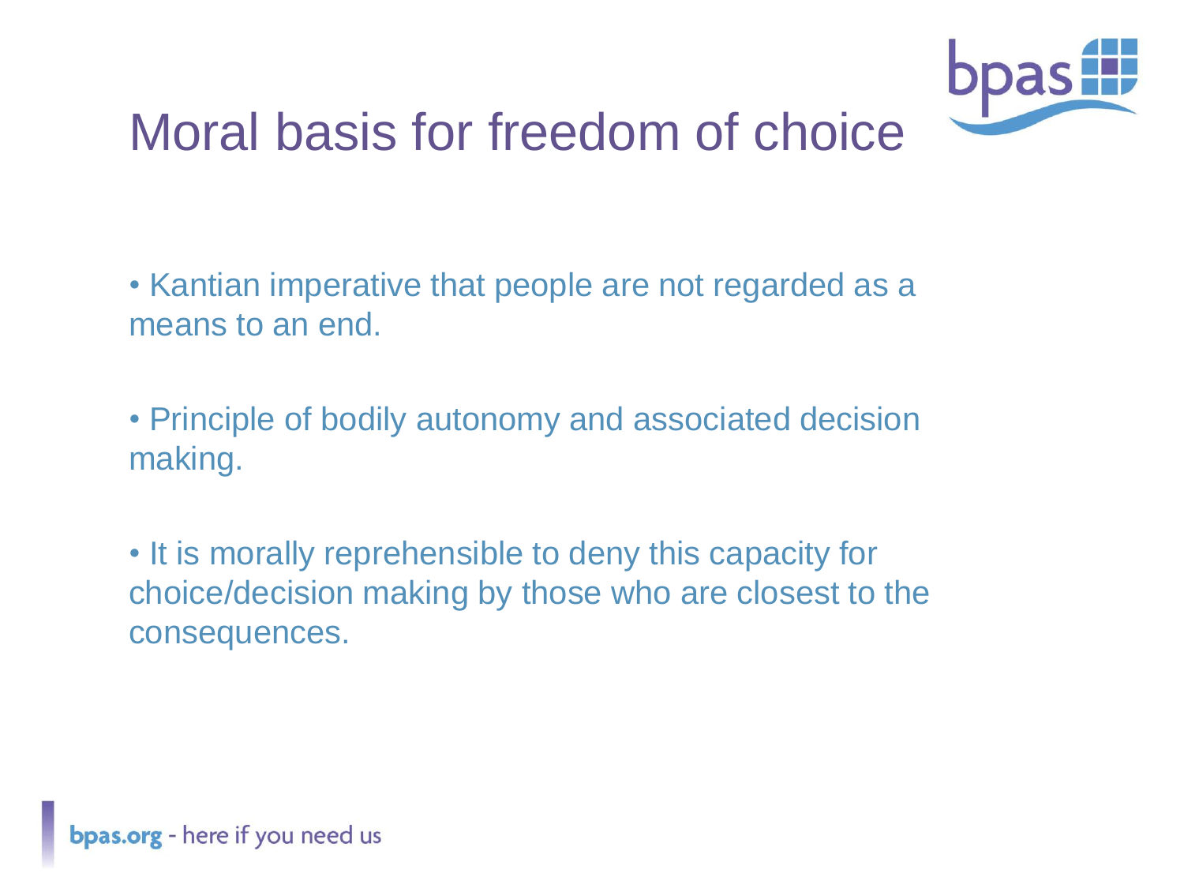# Moral basis for freedom of choice

- Kantian imperative that people are not regarded as a means to an end.

- Principle of bodily autonomy and associated decision making.

- It is morally reprehensible to deny this capacity for choice/decision making by those who are closest to the consequences.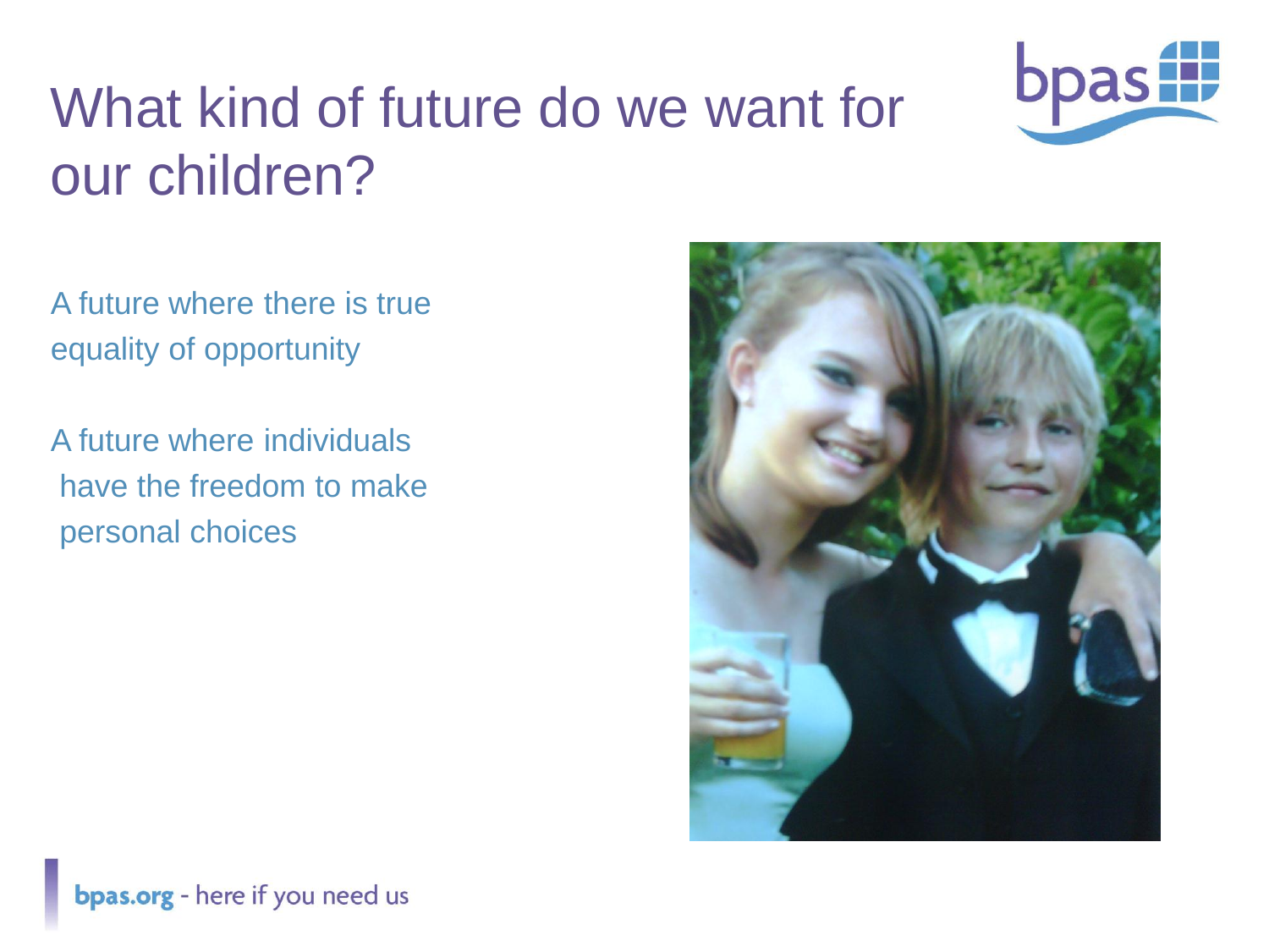# What kind of future do we want for our children?

A future where there is true equality of opportunity

A future where individuals have the freedom to make personal choices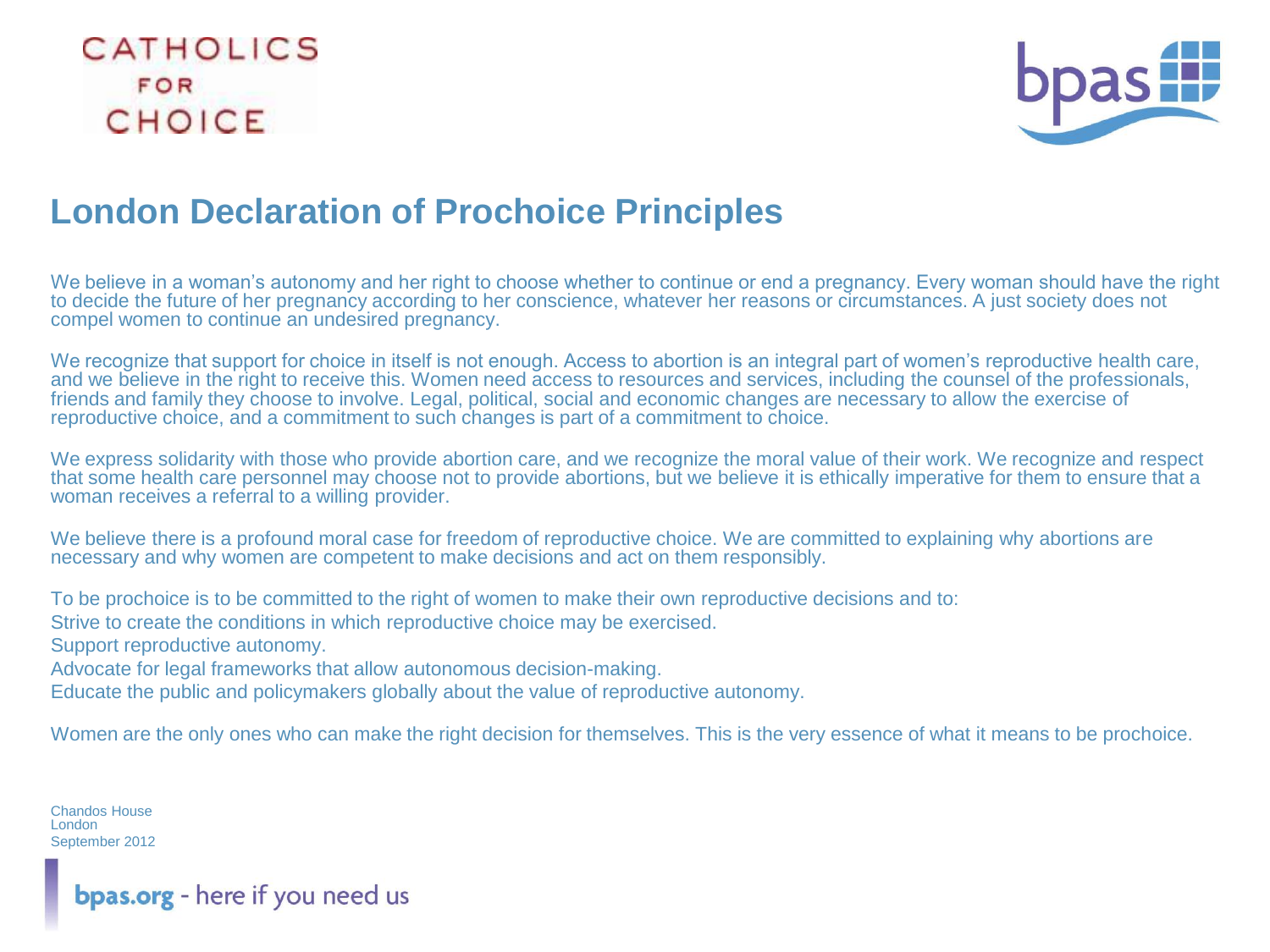CATHOLICS FOR CHOICE

bpas

# London Declaration of Prochoice Principles

We believe in a woman's autonomy and her right to choose whether to continue or end a pregnancy. Every woman should have the right to decide the future of her pregnancy according to her conscience, whatever her reasons or circumstances. A just society does not compel women to continue an undesired pregnancy.

We recognize that support for choice in itself is not enough. Access to abortion is an integral part of women's reproductive health care, and we believe in the right to receive this. Women need access to resources and services, including the counsel of the professionals, friends and family they choose to involve. Legal, political, social and economic changes are necessary to allow the exercise of reproductive choice, and a commitment to such changes is part of a commitment to choice.

We express solidarity with those who provide abortion care, and we recognize the moral value of their work. We recognize and respect that some health care personnel may choose not to provide abortions, but we believe it is ethically imperative for them to ensure that a woman receives a referral to a willing provider.

We believe there is a profound moral case for freedom of reproductive choice. We are committed to explaining why abortions are necessary and why women are competent to make decisions and act on them responsibly.

To be prochoice is to be committed to the right of women to make their own reproductive decisions and to:

Strive to create the conditions in which reproductive choice may be exercised.

Support reproductive autonomy.

Advocate for legal frameworks that allow autonomous decision-making.

Educate the public and policymakers globally about the value of reproductive autonomy.

Women are the only ones who can make the right decision for themselves. This is the very essence of what it means to be prochoice.

Chandos House
London
September 2012

bpas.org - here if you need us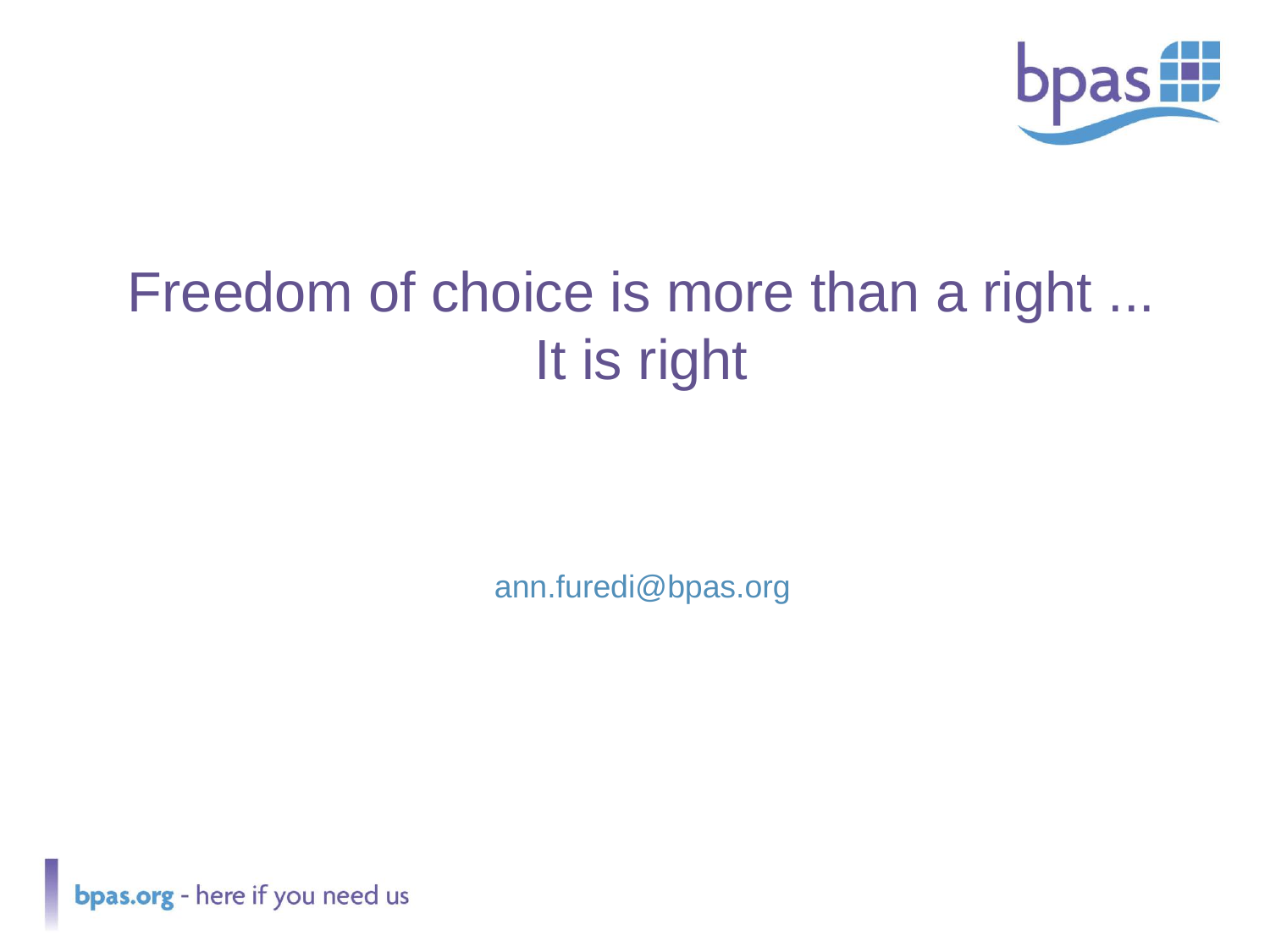# Freedom of choice is more than a right ... It is right

ann.furedi@bpas.org

**bpas.org** - here if you need us